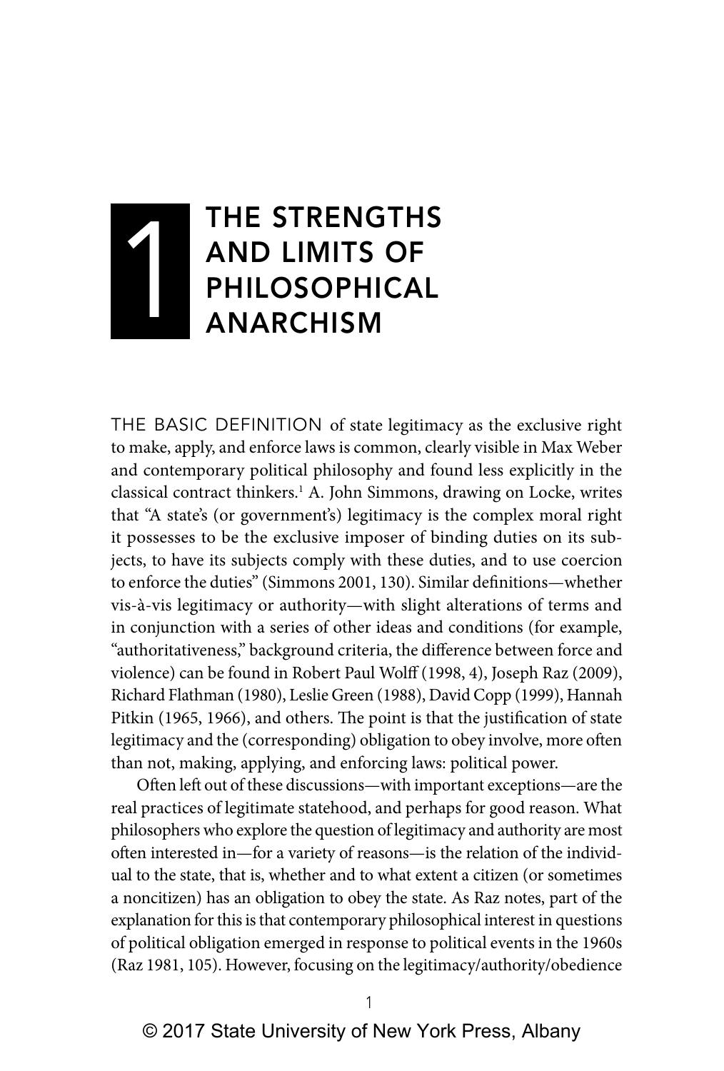# 1 THE STRENGTHS AND LIMITS OF PHILOSOPHICAL ANARCHISM

THE BASIC DEFINITION of state legitimacy as the exclusive right to make, apply, and enforce laws is common, clearly visible in Max Weber and contemporary political philosophy and found less explicitly in the classical contract thinkers.[1] A. John Simmons, drawing on Locke, writes that "A state's (or government's) legitimacy is the complex moral right it possesses to be the exclusive imposer of binding duties on its subjects, to have its subjects comply with these duties, and to use coercion to enforce the duties" (Simmons 2001, 130). Similar definitions—whether vis-à-vis legitimacy or authority—with slight alterations of terms and in conjunction with a series of other ideas and conditions (for example, "authoritativeness," background criteria, the difference between force and violence) can be found in Robert Paul Wolff (1998, 4), Joseph Raz (2009), Richard Flathman (1980), Leslie Green (1988), David Copp (1999), Hannah Pitkin (1965, 1966), and others. The point is that the justification of state legitimacy and the (corresponding) obligation to obey involve, more often than not, making, applying, and enforcing laws: political power.

Often left out of these discussions—with important exceptions—are the real practices of legitimate statehood, and perhaps for good reason. What philosophers who explore the question of legitimacy and authority are most often interested in—for a variety of reasons—is the relation of the individual to the state, that is, whether and to what extent a citizen (or sometimes a noncitizen) has an obligation to obey the state. As Raz notes, part of the explanation for this is that contemporary philosophical interest in questions of political obligation emerged in response to political events in the 1960s (Raz 1981, 105). However, focusing on the legitimacy/authority/obedience

© 2017 State University of New York Press, Albany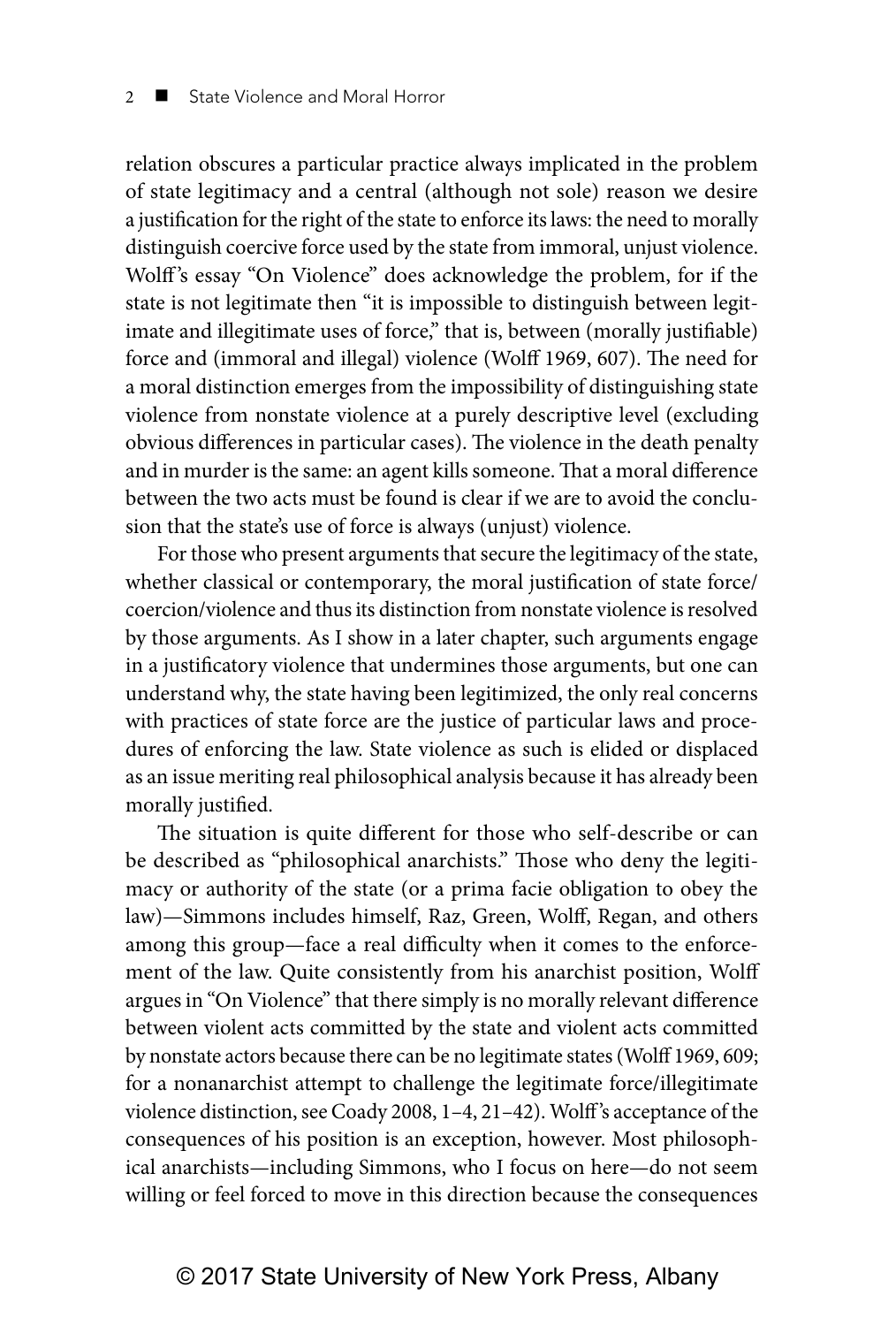relation obscures a particular practice always implicated in the problem of state legitimacy and a central (although not sole) reason we desire a justification for the right of the state to enforce its laws: the need to morally distinguish coercive force used by the state from immoral, unjust violence. Wolff's essay "On Violence" does acknowledge the problem, for if the state is not legitimate then "it is impossible to distinguish between legitimate and illegitimate uses of force," that is, between (morally justifiable) force and (immoral and illegal) violence (Wolff 1969, 607). The need for a moral distinction emerges from the impossibility of distinguishing state violence from nonstate violence at a purely descriptive level (excluding obvious differences in particular cases). The violence in the death penalty and in murder is the same: an agent kills someone. That a moral difference between the two acts must be found is clear if we are to avoid the conclusion that the state's use of force is always (unjust) violence.

For those who present arguments that secure the legitimacy of the state, whether classical or contemporary, the moral justification of state force/coercion/violence and thus its distinction from nonstate violence is resolved by those arguments. As I show in a later chapter, such arguments engage in a justificatory violence that undermines those arguments, but one can understand why, the state having been legitimized, the only real concerns with practices of state force are the justice of particular laws and procedures of enforcing the law. State violence as such is elided or displaced as an issue meriting real philosophical analysis because it has already been morally justified.

The situation is quite different for those who self-describe or can be described as "philosophical anarchists." Those who deny the legitimacy or authority of the state (or a prima facie obligation to obey the law)—Simmons includes himself, Raz, Green, Wolff, Regan, and others among this group—face a real difficulty when it comes to the enforcement of the law. Quite consistently from his anarchist position, Wolff argues in "On Violence" that there simply is no morally relevant difference between violent acts committed by the state and violent acts committed by nonstate actors because there can be no legitimate states (Wolff 1969, 609; for a nonanarchist attempt to challenge the legitimate force/illegitimate violence distinction, see Coady 2008, 1–4, 21–42). Wolff's acceptance of the consequences of his position is an exception, however. Most philosophical anarchists—including Simmons, who I focus on here—do not seem willing or feel forced to move in this direction because the consequences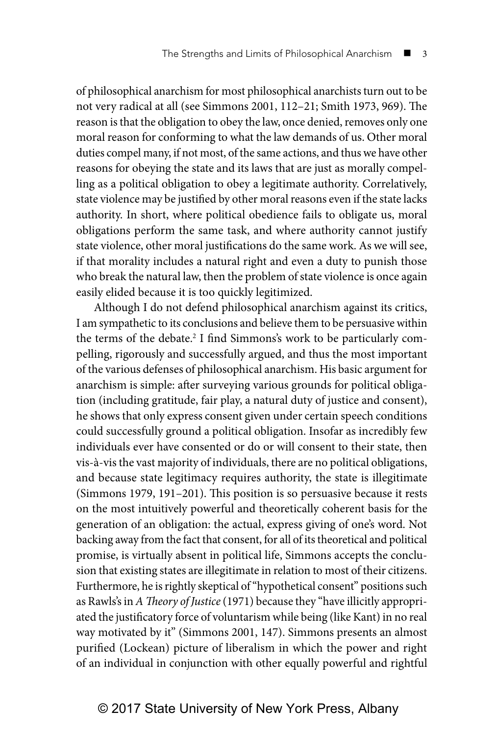of philosophical anarchism for most philosophical anarchists turn out to be not very radical at all (see Simmons 2001, 112–21; Smith 1973, 969). The reason is that the obligation to obey the law, once denied, removes only one moral reason for conforming to what the law demands of us. Other moral duties compel many, if not most, of the same actions, and thus we have other reasons for obeying the state and its laws that are just as morally compelling as a political obligation to obey a legitimate authority. Correlatively, state violence may be justified by other moral reasons even if the state lacks authority. In short, where political obedience fails to obligate us, moral obligations perform the same task, and where authority cannot justify state violence, other moral justifications do the same work. As we will see, if that morality includes a natural right and even a duty to punish those who break the natural law, then the problem of state violence is once again easily elided because it is too quickly legitimized.

Although I do not defend philosophical anarchism against its critics, I am sympathetic to its conclusions and believe them to be persuasive within the terms of the debate.[2] I find Simmons's work to be particularly compelling, rigorously and successfully argued, and thus the most important of the various defenses of philosophical anarchism. His basic argument for anarchism is simple: after surveying various grounds for political obligation (including gratitude, fair play, a natural duty of justice and consent), he shows that only express consent given under certain speech conditions could successfully ground a political obligation. Insofar as incredibly few individuals ever have consented or do or will consent to their state, then vis-à-vis the vast majority of individuals, there are no political obligations, and because state legitimacy requires authority, the state is illegitimate (Simmons 1979, 191–201). This position is so persuasive because it rests on the most intuitively powerful and theoretically coherent basis for the generation of an obligation: the actual, express giving of one's word. Not backing away from the fact that consent, for all of its theoretical and political promise, is virtually absent in political life, Simmons accepts the conclusion that existing states are illegitimate in relation to most of their citizens. Furthermore, he is rightly skeptical of "hypothetical consent" positions such as Rawls's in *A Theory of Justice* (1971) because they "have illicitly appropriated the justificatory force of voluntarism while being (like Kant) in no real way motivated by it" (Simmons 2001, 147). Simmons presents an almost purified (Lockean) picture of liberalism in which the power and right of an individual in conjunction with other equally powerful and rightful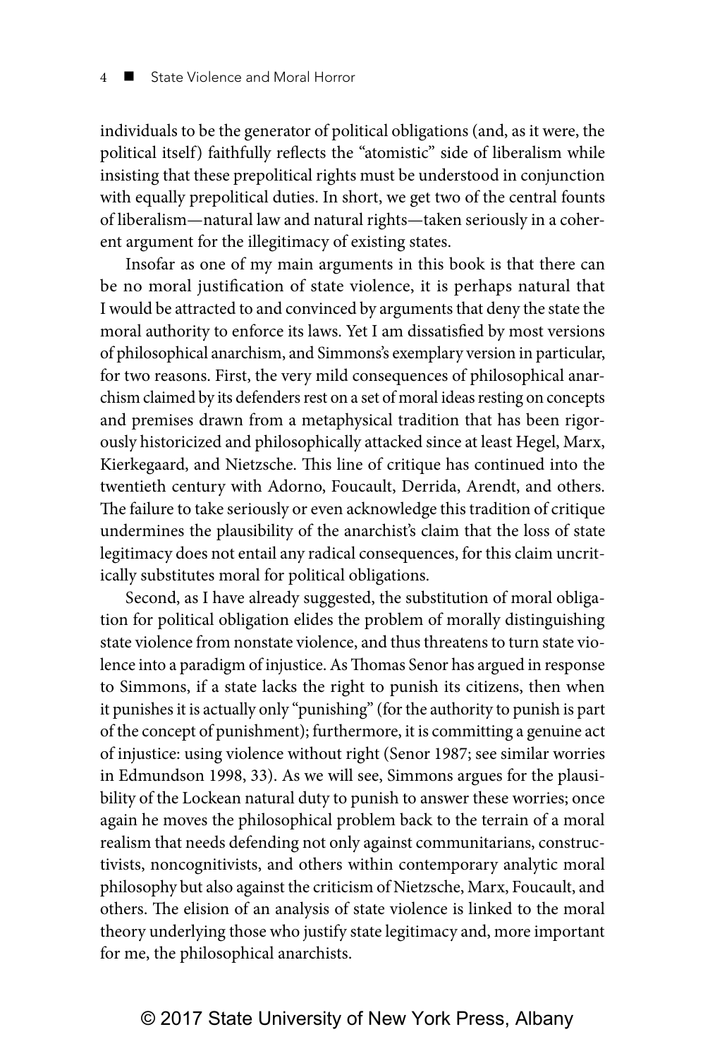individuals to be the generator of political obligations (and, as it were, the political itself) faithfully reflects the "atomistic" side of liberalism while insisting that these prepolitical rights must be understood in conjunction with equally prepolitical duties. In short, we get two of the central founts of liberalism—natural law and natural rights—taken seriously in a coherent argument for the illegitimacy of existing states.

Insofar as one of my main arguments in this book is that there can be no moral justification of state violence, it is perhaps natural that I would be attracted to and convinced by arguments that deny the state the moral authority to enforce its laws. Yet I am dissatisfied by most versions of philosophical anarchism, and Simmons's exemplary version in particular, for two reasons. First, the very mild consequences of philosophical anarchism claimed by its defenders rest on a set of moral ideas resting on concepts and premises drawn from a metaphysical tradition that has been rigorously historicized and philosophically attacked since at least Hegel, Marx, Kierkegaard, and Nietzsche. This line of critique has continued into the twentieth century with Adorno, Foucault, Derrida, Arendt, and others. The failure to take seriously or even acknowledge this tradition of critique undermines the plausibility of the anarchist's claim that the loss of state legitimacy does not entail any radical consequences, for this claim uncritically substitutes moral for political obligations.

Second, as I have already suggested, the substitution of moral obligation for political obligation elides the problem of morally distinguishing state violence from nonstate violence, and thus threatens to turn state violence into a paradigm of injustice. As Thomas Senor has argued in response to Simmons, if a state lacks the right to punish its citizens, then when it punishes it is actually only "punishing" (for the authority to punish is part of the concept of punishment); furthermore, it is committing a genuine act of injustice: using violence without right (Senor 1987; see similar worries in Edmundson 1998, 33). As we will see, Simmons argues for the plausibility of the Lockean natural duty to punish to answer these worries; once again he moves the philosophical problem back to the terrain of a moral realism that needs defending not only against communitarians, constructivists, noncognitivists, and others within contemporary analytic moral philosophy but also against the criticism of Nietzsche, Marx, Foucault, and others. The elision of an analysis of state violence is linked to the moral theory underlying those who justify state legitimacy and, more important for me, the philosophical anarchists.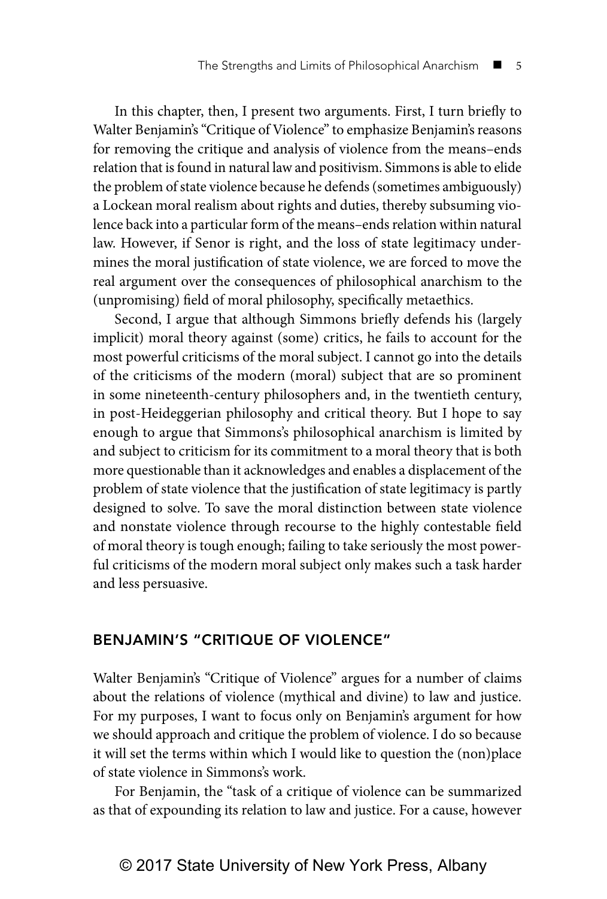In this chapter, then, I present two arguments. First, I turn briefly to Walter Benjamin's "Critique of Violence" to emphasize Benjamin's reasons for removing the critique and analysis of violence from the means–ends relation that is found in natural law and positivism. Simmons is able to elide the problem of state violence because he defends (sometimes ambiguously) a Lockean moral realism about rights and duties, thereby subsuming violence back into a particular form of the means–ends relation within natural law. However, if Senor is right, and the loss of state legitimacy undermines the moral justification of state violence, we are forced to move the real argument over the consequences of philosophical anarchism to the (unpromising) field of moral philosophy, specifically metaethics.

Second, I argue that although Simmons briefly defends his (largely implicit) moral theory against (some) critics, he fails to account for the most powerful criticisms of the moral subject. I cannot go into the details of the criticisms of the modern (moral) subject that are so prominent in some nineteenth-century philosophers and, in the twentieth century, in post-Heideggerian philosophy and critical theory. But I hope to say enough to argue that Simmons's philosophical anarchism is limited by and subject to criticism for its commitment to a moral theory that is both more questionable than it acknowledges and enables a displacement of the problem of state violence that the justification of state legitimacy is partly designed to solve. To save the moral distinction between state violence and nonstate violence through recourse to the highly contestable field of moral theory is tough enough; failing to take seriously the most powerful criticisms of the modern moral subject only makes such a task harder and less persuasive.

## BENJAMIN'S "CRITIQUE OF VIOLENCE"

Walter Benjamin's "Critique of Violence" argues for a number of claims about the relations of violence (mythical and divine) to law and justice. For my purposes, I want to focus only on Benjamin's argument for how we should approach and critique the problem of violence. I do so because it will set the terms within which I would like to question the (non)place of state violence in Simmons's work.

For Benjamin, the "task of a critique of violence can be summarized as that of expounding its relation to law and justice. For a cause, however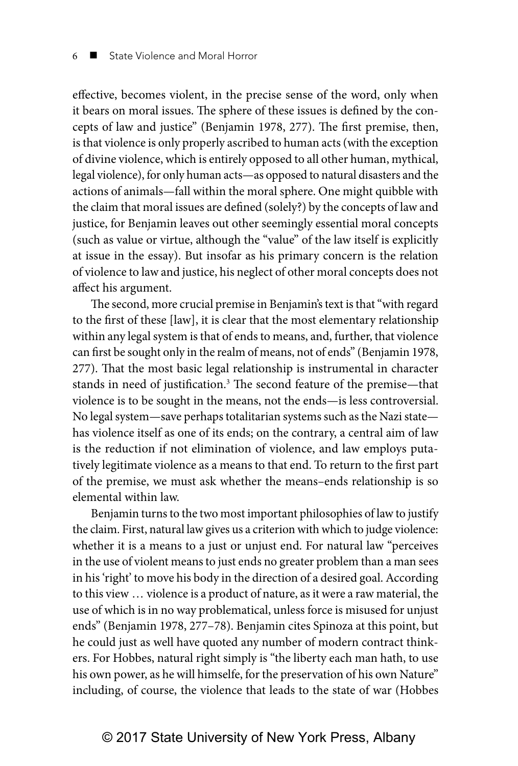effective, becomes violent, in the precise sense of the word, only when it bears on moral issues. The sphere of these issues is defined by the concepts of law and justice" (Benjamin 1978, 277). The first premise, then, is that violence is only properly ascribed to human acts (with the exception of divine violence, which is entirely opposed to all other human, mythical, legal violence), for only human acts—as opposed to natural disasters and the actions of animals—fall within the moral sphere. One might quibble with the claim that moral issues are defined (solely?) by the concepts of law and justice, for Benjamin leaves out other seemingly essential moral concepts (such as value or virtue, although the "value" of the law itself is explicitly at issue in the essay). But insofar as his primary concern is the relation of violence to law and justice, his neglect of other moral concepts does not affect his argument.

The second, more crucial premise in Benjamin's text is that "with regard to the first of these [law], it is clear that the most elementary relationship within any legal system is that of ends to means, and, further, that violence can first be sought only in the realm of means, not of ends" (Benjamin 1978, 277). That the most basic legal relationship is instrumental in character stands in need of justification.[3] The second feature of the premise—that violence is to be sought in the means, not the ends—is less controversial. No legal system—save perhaps totalitarian systems such as the Nazi state—has violence itself as one of its ends; on the contrary, a central aim of law is the reduction if not elimination of violence, and law employs putatively legitimate violence as a means to that end. To return to the first part of the premise, we must ask whether the means–ends relationship is so elemental within law.

Benjamin turns to the two most important philosophies of law to justify the claim. First, natural law gives us a criterion with which to judge violence: whether it is a means to a just or unjust end. For natural law "perceives in the use of violent means to just ends no greater problem than a man sees in his 'right' to move his body in the direction of a desired goal. According to this view … violence is a product of nature, as it were a raw material, the use of which is in no way problematical, unless force is misused for unjust ends" (Benjamin 1978, 277–78). Benjamin cites Spinoza at this point, but he could just as well have quoted any number of modern contract thinkers. For Hobbes, natural right simply is "the liberty each man hath, to use his own power, as he will himselfe, for the preservation of his own Nature" including, of course, the violence that leads to the state of war (Hobbes

© 2017 State University of New York Press, Albany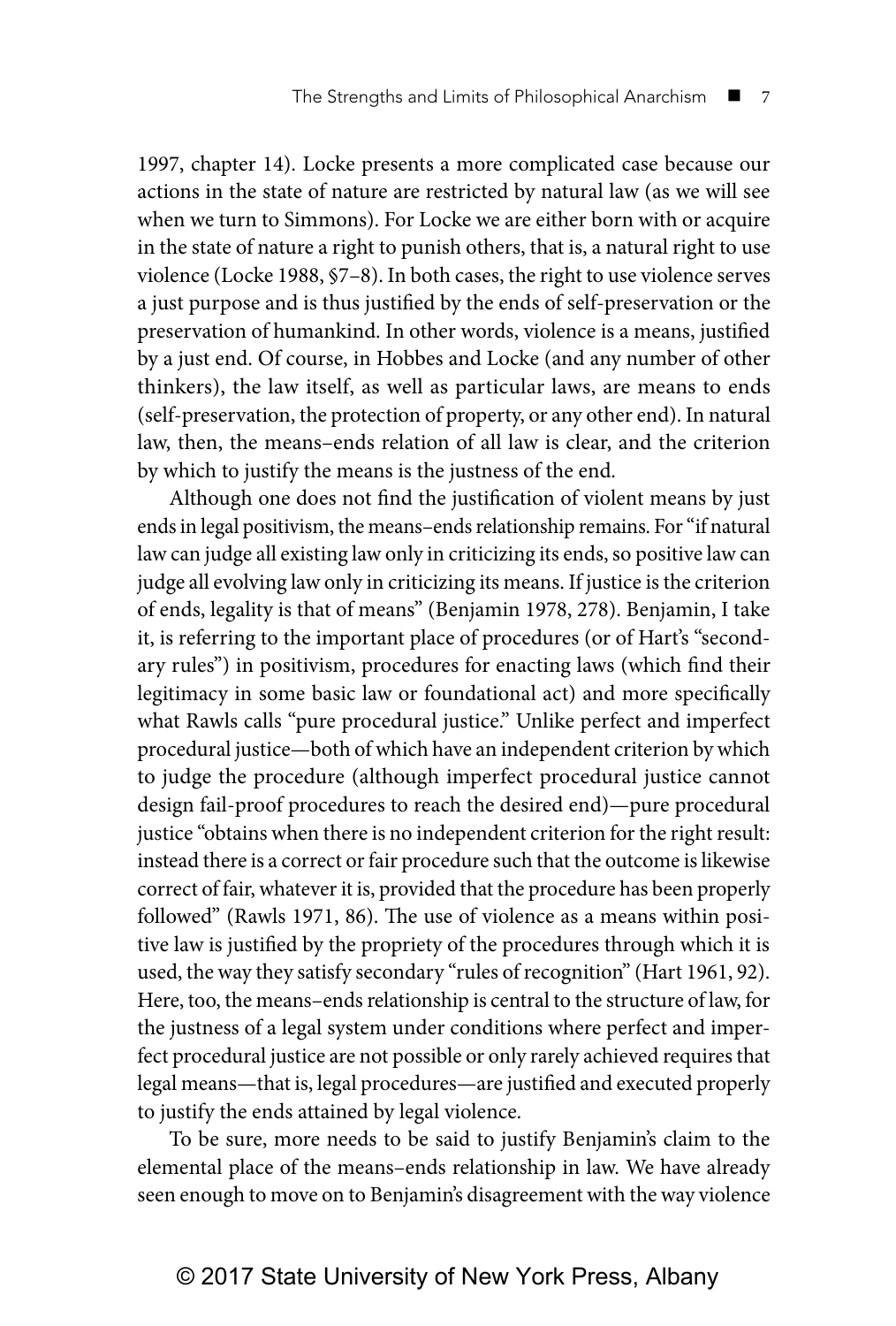1997, chapter 14). Locke presents a more complicated case because our actions in the state of nature are restricted by natural law (as we will see when we turn to Simmons). For Locke we are either born with or acquire in the state of nature a right to punish others, that is, a natural right to use violence (Locke 1988, §7–8). In both cases, the right to use violence serves a just purpose and is thus justified by the ends of self-preservation or the preservation of humankind. In other words, violence is a means, justified by a just end. Of course, in Hobbes and Locke (and any number of other thinkers), the law itself, as well as particular laws, are means to ends (self-preservation, the protection of property, or any other end). In natural law, then, the means–ends relation of all law is clear, and the criterion by which to justify the means is the justness of the end.

Although one does not find the justification of violent means by just ends in legal positivism, the means–ends relationship remains. For "if natural law can judge all existing law only in criticizing its ends, so positive law can judge all evolving law only in criticizing its means. If justice is the criterion of ends, legality is that of means" (Benjamin 1978, 278). Benjamin, I take it, is referring to the important place of procedures (or of Hart's "secondary rules") in positivism, procedures for enacting laws (which find their legitimacy in some basic law or foundational act) and more specifically what Rawls calls "pure procedural justice." Unlike perfect and imperfect procedural justice—both of which have an independent criterion by which to judge the procedure (although imperfect procedural justice cannot design fail-proof procedures to reach the desired end)—pure procedural justice "obtains when there is no independent criterion for the right result: instead there is a correct or fair procedure such that the outcome is likewise correct of fair, whatever it is, provided that the procedure has been properly followed" (Rawls 1971, 86). The use of violence as a means within positive law is justified by the propriety of the procedures through which it is used, the way they satisfy secondary "rules of recognition" (Hart 1961, 92). Here, too, the means–ends relationship is central to the structure of law, for the justness of a legal system under conditions where perfect and imperfect procedural justice are not possible or only rarely achieved requires that legal means—that is, legal procedures—are justified and executed properly to justify the ends attained by legal violence.

To be sure, more needs to be said to justify Benjamin's claim to the elemental place of the means–ends relationship in law. We have already seen enough to move on to Benjamin's disagreement with the way violence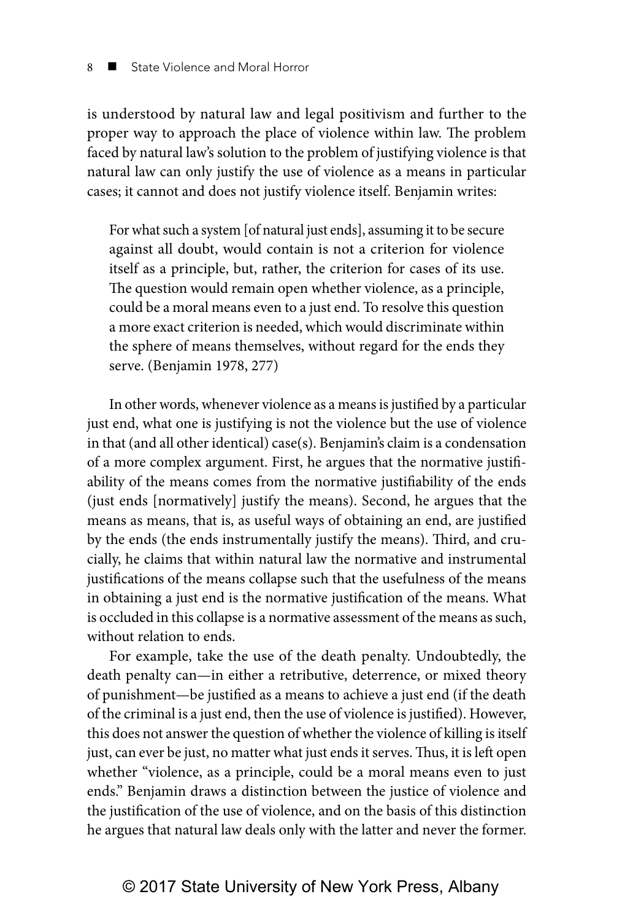is understood by natural law and legal positivism and further to the proper way to approach the place of violence within law. The problem faced by natural law's solution to the problem of justifying violence is that natural law can only justify the use of violence as a means in particular cases; it cannot and does not justify violence itself. Benjamin writes:

> For what such a system [of natural just ends], assuming it to be secure against all doubt, would contain is not a criterion for violence itself as a principle, but, rather, the criterion for cases of its use. The question would remain open whether violence, as a principle, could be a moral means even to a just end. To resolve this question a more exact criterion is needed, which would discriminate within the sphere of means themselves, without regard for the ends they serve. (Benjamin 1978, 277)

In other words, whenever violence as a means is justified by a particular just end, what one is justifying is not the violence but the use of violence in that (and all other identical) case(s). Benjamin's claim is a condensation of a more complex argument. First, he argues that the normative justifiability of the means comes from the normative justifiability of the ends (just ends [normatively] justify the means). Second, he argues that the means as means, that is, as useful ways of obtaining an end, are justified by the ends (the ends instrumentally justify the means). Third, and crucially, he claims that within natural law the normative and instrumental justifications of the means collapse such that the usefulness of the means in obtaining a just end is the normative justification of the means. What is occluded in this collapse is a normative assessment of the means as such, without relation to ends.

For example, take the use of the death penalty. Undoubtedly, the death penalty can—in either a retributive, deterrence, or mixed theory of punishment—be justified as a means to achieve a just end (if the death of the criminal is a just end, then the use of violence is justified). However, this does not answer the question of whether the violence of killing is itself just, can ever be just, no matter what just ends it serves. Thus, it is left open whether "violence, as a principle, could be a moral means even to just ends." Benjamin draws a distinction between the justice of violence and the justification of the use of violence, and on the basis of this distinction he argues that natural law deals only with the latter and never the former.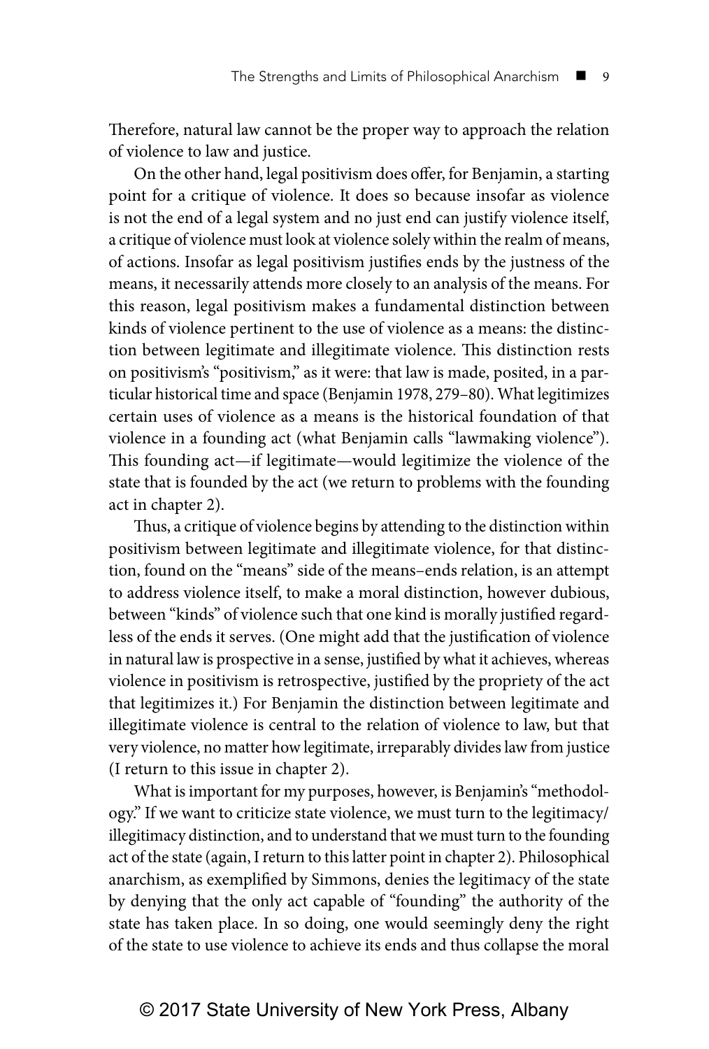Therefore, natural law cannot be the proper way to approach the relation of violence to law and justice.

On the other hand, legal positivism does offer, for Benjamin, a starting point for a critique of violence. It does so because insofar as violence is not the end of a legal system and no just end can justify violence itself, a critique of violence must look at violence solely within the realm of means, of actions. Insofar as legal positivism justifies ends by the justness of the means, it necessarily attends more closely to an analysis of the means. For this reason, legal positivism makes a fundamental distinction between kinds of violence pertinent to the use of violence as a means: the distinction between legitimate and illegitimate violence. This distinction rests on positivism's "positivism," as it were: that law is made, posited, in a particular historical time and space (Benjamin 1978, 279–80). What legitimizes certain uses of violence as a means is the historical foundation of that violence in a founding act (what Benjamin calls "lawmaking violence"). This founding act—if legitimate—would legitimize the violence of the state that is founded by the act (we return to problems with the founding act in chapter 2).

Thus, a critique of violence begins by attending to the distinction within positivism between legitimate and illegitimate violence, for that distinction, found on the "means" side of the means–ends relation, is an attempt to address violence itself, to make a moral distinction, however dubious, between "kinds" of violence such that one kind is morally justified regardless of the ends it serves. (One might add that the justification of violence in natural law is prospective in a sense, justified by what it achieves, whereas violence in positivism is retrospective, justified by the propriety of the act that legitimizes it.) For Benjamin the distinction between legitimate and illegitimate violence is central to the relation of violence to law, but that very violence, no matter how legitimate, irreparably divides law from justice (I return to this issue in chapter 2).

What is important for my purposes, however, is Benjamin's "methodology." If we want to criticize state violence, we must turn to the legitimacy/illegitimacy distinction, and to understand that we must turn to the founding act of the state (again, I return to this latter point in chapter 2). Philosophical anarchism, as exemplified by Simmons, denies the legitimacy of the state by denying that the only act capable of "founding" the authority of the state has taken place. In so doing, one would seemingly deny the right of the state to use violence to achieve its ends and thus collapse the moral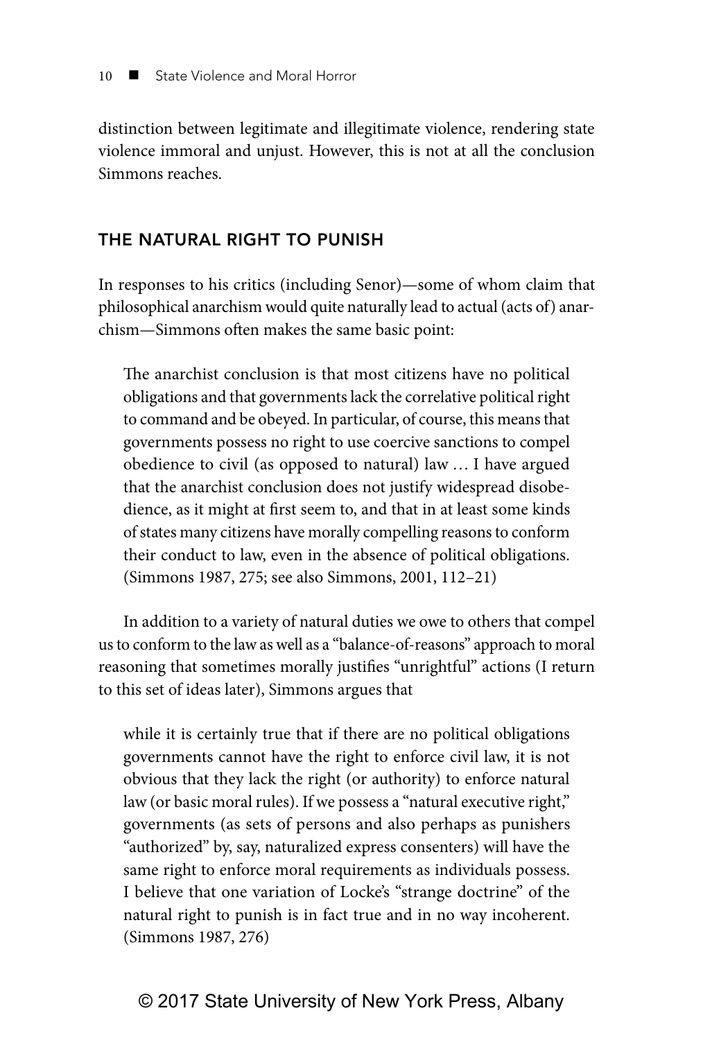distinction between legitimate and illegitimate violence, rendering state violence immoral and unjust. However, this is not at all the conclusion Simmons reaches.

## THE NATURAL RIGHT TO PUNISH

In responses to his critics (including Senor)—some of whom claim that philosophical anarchism would quite naturally lead to actual (acts of) anarchism—Simmons often makes the same basic point:

> The anarchist conclusion is that most citizens have no political obligations and that governments lack the correlative political right to command and be obeyed. In particular, of course, this means that governments possess no right to use coercive sanctions to compel obedience to civil (as opposed to natural) law … I have argued that the anarchist conclusion does not justify widespread disobedience, as it might at first seem to, and that in at least some kinds of states many citizens have morally compelling reasons to conform their conduct to law, even in the absence of political obligations. (Simmons 1987, 275; see also Simmons, 2001, 112–21)

In addition to a variety of natural duties we owe to others that compel us to conform to the law as well as a "balance-of-reasons" approach to moral reasoning that sometimes morally justifies "unrightful" actions (I return to this set of ideas later), Simmons argues that

> while it is certainly true that if there are no political obligations governments cannot have the right to enforce civil law, it is not obvious that they lack the right (or authority) to enforce natural law (or basic moral rules). If we possess a "natural executive right," governments (as sets of persons and also perhaps as punishers "authorized" by, say, naturalized express consenters) will have the same right to enforce moral requirements as individuals possess. I believe that one variation of Locke's "strange doctrine" of the natural right to punish is in fact true and in no way incoherent. (Simmons 1987, 276)

© 2017 State University of New York Press, Albany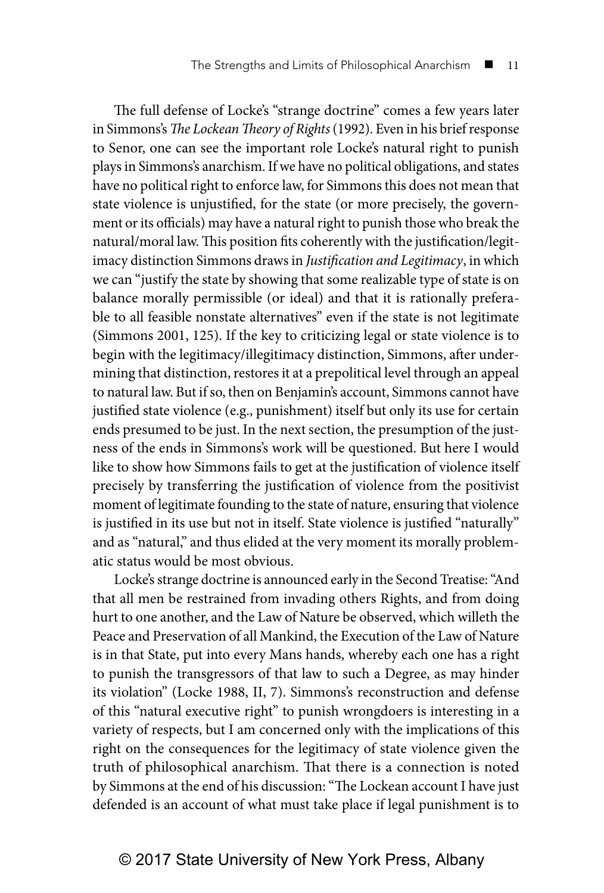The full defense of Locke's "strange doctrine" comes a few years later in Simmons's *The Lockean Theory of Rights* (1992). Even in his brief response to Senor, one can see the important role Locke's natural right to punish plays in Simmons's anarchism. If we have no political obligations, and states have no political right to enforce law, for Simmons this does not mean that state violence is unjustified, for the state (or more precisely, the government or its officials) may have a natural right to punish those who break the natural/moral law. This position fits coherently with the justification/legitimacy distinction Simmons draws in *Justification and Legitimacy*, in which we can "justify the state by showing that some realizable type of state is on balance morally permissible (or ideal) and that it is rationally preferable to all feasible nonstate alternatives" even if the state is not legitimate (Simmons 2001, 125). If the key to criticizing legal or state violence is to begin with the legitimacy/illegitimacy distinction, Simmons, after undermining that distinction, restores it at a prepolitical level through an appeal to natural law. But if so, then on Benjamin's account, Simmons cannot have justified state violence (e.g., punishment) itself but only its use for certain ends presumed to be just. In the next section, the presumption of the justness of the ends in Simmons's work will be questioned. But here I would like to show how Simmons fails to get at the justification of violence itself precisely by transferring the justification of violence from the positivist moment of legitimate founding to the state of nature, ensuring that violence is justified in its use but not in itself. State violence is justified "naturally" and as "natural," and thus elided at the very moment its morally problematic status would be most obvious.

Locke's strange doctrine is announced early in the Second Treatise: "And that all men be restrained from invading others Rights, and from doing hurt to one another, and the Law of Nature be observed, which willeth the Peace and Preservation of all Mankind, the Execution of the Law of Nature is in that State, put into every Mans hands, whereby each one has a right to punish the transgressors of that law to such a Degree, as may hinder its violation" (Locke 1988, II, 7). Simmons's reconstruction and defense of this "natural executive right" to punish wrongdoers is interesting in a variety of respects, but I am concerned only with the implications of this right on the consequences for the legitimacy of state violence given the truth of philosophical anarchism. That there is a connection is noted by Simmons at the end of his discussion: "The Lockean account I have just defended is an account of what must take place if legal punishment is to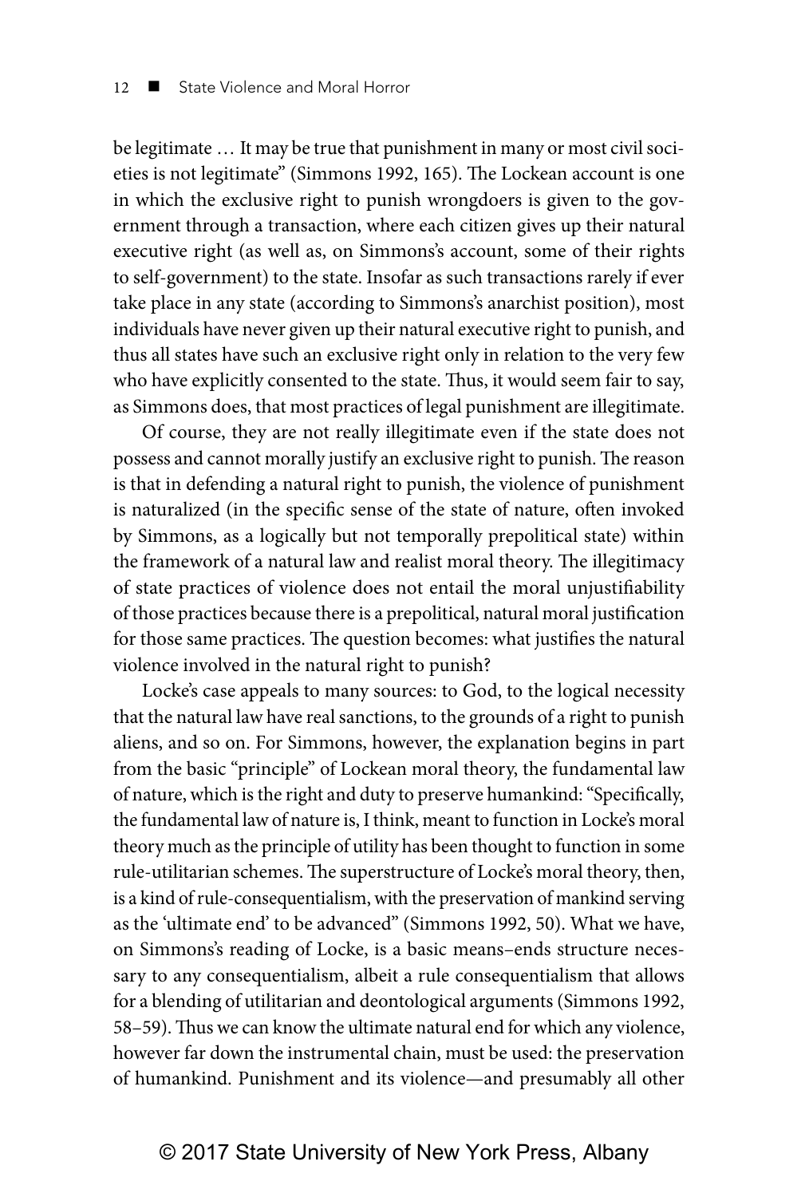be legitimate … It may be true that punishment in many or most civil societies is not legitimate" (Simmons 1992, 165). The Lockean account is one in which the exclusive right to punish wrongdoers is given to the government through a transaction, where each citizen gives up their natural executive right (as well as, on Simmons's account, some of their rights to self-government) to the state. Insofar as such transactions rarely if ever take place in any state (according to Simmons's anarchist position), most individuals have never given up their natural executive right to punish, and thus all states have such an exclusive right only in relation to the very few who have explicitly consented to the state. Thus, it would seem fair to say, as Simmons does, that most practices of legal punishment are illegitimate.

Of course, they are not really illegitimate even if the state does not possess and cannot morally justify an exclusive right to punish. The reason is that in defending a natural right to punish, the violence of punishment is naturalized (in the specific sense of the state of nature, often invoked by Simmons, as a logically but not temporally prepolitical state) within the framework of a natural law and realist moral theory. The illegitimacy of state practices of violence does not entail the moral unjustifiability of those practices because there is a prepolitical, natural moral justification for those same practices. The question becomes: what justifies the natural violence involved in the natural right to punish?

Locke's case appeals to many sources: to God, to the logical necessity that the natural law have real sanctions, to the grounds of a right to punish aliens, and so on. For Simmons, however, the explanation begins in part from the basic "principle" of Lockean moral theory, the fundamental law of nature, which is the right and duty to preserve humankind: "Specifically, the fundamental law of nature is, I think, meant to function in Locke's moral theory much as the principle of utility has been thought to function in some rule-utilitarian schemes. The superstructure of Locke's moral theory, then, is a kind of rule-consequentialism, with the preservation of mankind serving as the 'ultimate end' to be advanced" (Simmons 1992, 50). What we have, on Simmons's reading of Locke, is a basic means–ends structure necessary to any consequentialism, albeit a rule consequentialism that allows for a blending of utilitarian and deontological arguments (Simmons 1992, 58–59). Thus we can know the ultimate natural end for which any violence, however far down the instrumental chain, must be used: the preservation of humankind. Punishment and its violence—and presumably all other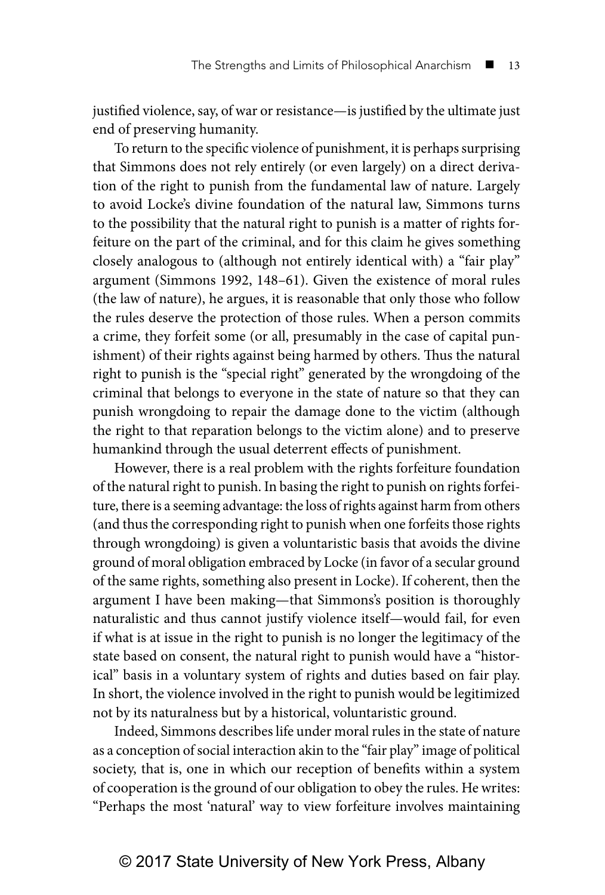justified violence, say, of war or resistance—is justified by the ultimate just end of preserving humanity.

To return to the specific violence of punishment, it is perhaps surprising that Simmons does not rely entirely (or even largely) on a direct derivation of the right to punish from the fundamental law of nature. Largely to avoid Locke's divine foundation of the natural law, Simmons turns to the possibility that the natural right to punish is a matter of rights forfeiture on the part of the criminal, and for this claim he gives something closely analogous to (although not entirely identical with) a "fair play" argument (Simmons 1992, 148–61). Given the existence of moral rules (the law of nature), he argues, it is reasonable that only those who follow the rules deserve the protection of those rules. When a person commits a crime, they forfeit some (or all, presumably in the case of capital punishment) of their rights against being harmed by others. Thus the natural right to punish is the "special right" generated by the wrongdoing of the criminal that belongs to everyone in the state of nature so that they can punish wrongdoing to repair the damage done to the victim (although the right to that reparation belongs to the victim alone) and to preserve humankind through the usual deterrent effects of punishment.

However, there is a real problem with the rights forfeiture foundation of the natural right to punish. In basing the right to punish on rights forfeiture, there is a seeming advantage: the loss of rights against harm from others (and thus the corresponding right to punish when one forfeits those rights through wrongdoing) is given a voluntaristic basis that avoids the divine ground of moral obligation embraced by Locke (in favor of a secular ground of the same rights, something also present in Locke). If coherent, then the argument I have been making—that Simmons's position is thoroughly naturalistic and thus cannot justify violence itself—would fail, for even if what is at issue in the right to punish is no longer the legitimacy of the state based on consent, the natural right to punish would have a "historical" basis in a voluntary system of rights and duties based on fair play. In short, the violence involved in the right to punish would be legitimized not by its naturalness but by a historical, voluntaristic ground.

Indeed, Simmons describes life under moral rules in the state of nature as a conception of social interaction akin to the "fair play" image of political society, that is, one in which our reception of benefits within a system of cooperation is the ground of our obligation to obey the rules. He writes: "Perhaps the most 'natural' way to view forfeiture involves maintaining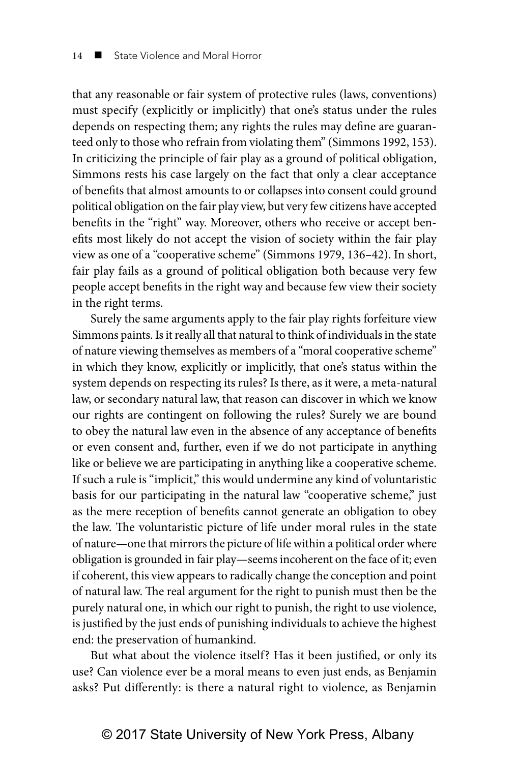that any reasonable or fair system of protective rules (laws, conventions) must specify (explicitly or implicitly) that one's status under the rules depends on respecting them; any rights the rules may define are guaranteed only to those who refrain from violating them" (Simmons 1992, 153). In criticizing the principle of fair play as a ground of political obligation, Simmons rests his case largely on the fact that only a clear acceptance of benefits that almost amounts to or collapses into consent could ground political obligation on the fair play view, but very few citizens have accepted benefits in the "right" way. Moreover, others who receive or accept benefits most likely do not accept the vision of society within the fair play view as one of a "cooperative scheme" (Simmons 1979, 136–42). In short, fair play fails as a ground of political obligation both because very few people accept benefits in the right way and because few view their society in the right terms.

Surely the same arguments apply to the fair play rights forfeiture view Simmons paints. Is it really all that natural to think of individuals in the state of nature viewing themselves as members of a "moral cooperative scheme" in which they know, explicitly or implicitly, that one's status within the system depends on respecting its rules? Is there, as it were, a meta-natural law, or secondary natural law, that reason can discover in which we know our rights are contingent on following the rules? Surely we are bound to obey the natural law even in the absence of any acceptance of benefits or even consent and, further, even if we do not participate in anything like or believe we are participating in anything like a cooperative scheme. If such a rule is "implicit," this would undermine any kind of voluntaristic basis for our participating in the natural law "cooperative scheme," just as the mere reception of benefits cannot generate an obligation to obey the law. The voluntaristic picture of life under moral rules in the state of nature—one that mirrors the picture of life within a political order where obligation is grounded in fair play—seems incoherent on the face of it; even if coherent, this view appears to radically change the conception and point of natural law. The real argument for the right to punish must then be the purely natural one, in which our right to punish, the right to use violence, is justified by the just ends of punishing individuals to achieve the highest end: the preservation of humankind.

But what about the violence itself? Has it been justified, or only its use? Can violence ever be a moral means to even just ends, as Benjamin asks? Put differently: is there a natural right to violence, as Benjamin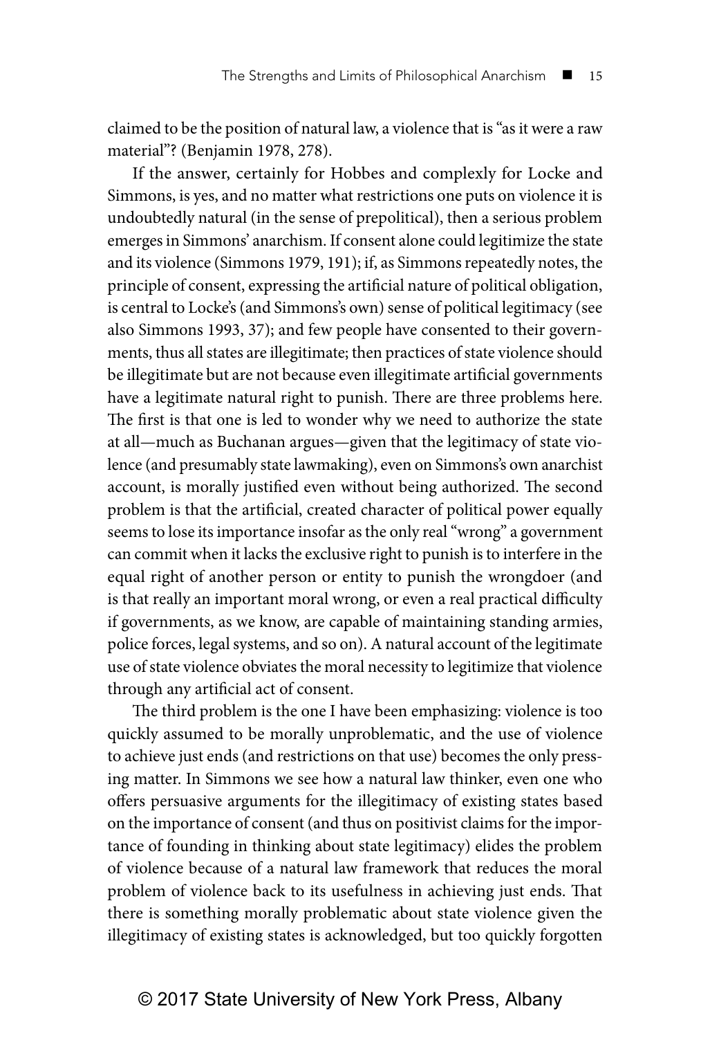claimed to be the position of natural law, a violence that is "as it were a raw material"? (Benjamin 1978, 278).

If the answer, certainly for Hobbes and complexly for Locke and Simmons, is yes, and no matter what restrictions one puts on violence it is undoubtedly natural (in the sense of prepolitical), then a serious problem emerges in Simmons' anarchism. If consent alone could legitimize the state and its violence (Simmons 1979, 191); if, as Simmons repeatedly notes, the principle of consent, expressing the artificial nature of political obligation, is central to Locke's (and Simmons's own) sense of political legitimacy (see also Simmons 1993, 37); and few people have consented to their governments, thus all states are illegitimate; then practices of state violence should be illegitimate but are not because even illegitimate artificial governments have a legitimate natural right to punish. There are three problems here. The first is that one is led to wonder why we need to authorize the state at all—much as Buchanan argues—given that the legitimacy of state violence (and presumably state lawmaking), even on Simmons's own anarchist account, is morally justified even without being authorized. The second problem is that the artificial, created character of political power equally seems to lose its importance insofar as the only real "wrong" a government can commit when it lacks the exclusive right to punish is to interfere in the equal right of another person or entity to punish the wrongdoer (and is that really an important moral wrong, or even a real practical difficulty if governments, as we know, are capable of maintaining standing armies, police forces, legal systems, and so on). A natural account of the legitimate use of state violence obviates the moral necessity to legitimize that violence through any artificial act of consent.

The third problem is the one I have been emphasizing: violence is too quickly assumed to be morally unproblematic, and the use of violence to achieve just ends (and restrictions on that use) becomes the only pressing matter. In Simmons we see how a natural law thinker, even one who offers persuasive arguments for the illegitimacy of existing states based on the importance of consent (and thus on positivist claims for the importance of founding in thinking about state legitimacy) elides the problem of violence because of a natural law framework that reduces the moral problem of violence back to its usefulness in achieving just ends. That there is something morally problematic about state violence given the illegitimacy of existing states is acknowledged, but too quickly forgotten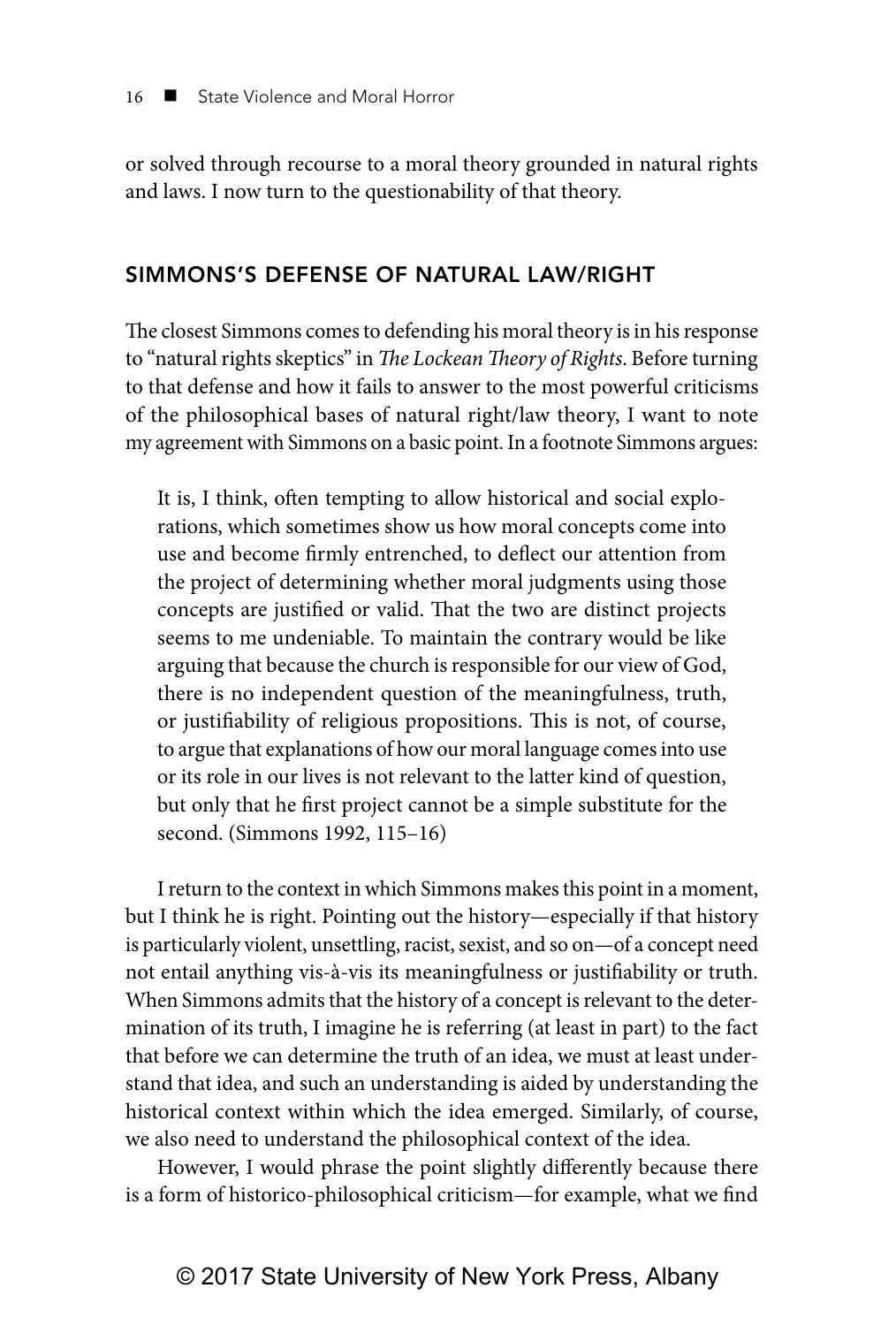or solved through recourse to a moral theory grounded in natural rights and laws. I now turn to the questionability of that theory.

## SIMMONS'S DEFENSE OF NATURAL LAW/RIGHT

The closest Simmons comes to defending his moral theory is in his response to "natural rights skeptics" in *The Lockean Theory of Rights*. Before turning to that defense and how it fails to answer to the most powerful criticisms of the philosophical bases of natural right/law theory, I want to note my agreement with Simmons on a basic point. In a footnote Simmons argues:

> It is, I think, often tempting to allow historical and social explorations, which sometimes show us how moral concepts come into use and become firmly entrenched, to deflect our attention from the project of determining whether moral judgments using those concepts are justified or valid. That the two are distinct projects seems to me undeniable. To maintain the contrary would be like arguing that because the church is responsible for our view of God, there is no independent question of the meaningfulness, truth, or justifiability of religious propositions. This is not, of course, to argue that explanations of how our moral language comes into use or its role in our lives is not relevant to the latter kind of question, but only that he first project cannot be a simple substitute for the second. (Simmons 1992, 115–16)

I return to the context in which Simmons makes this point in a moment, but I think he is right. Pointing out the history—especially if that history is particularly violent, unsettling, racist, sexist, and so on—of a concept need not entail anything vis-à-vis its meaningfulness or justifiability or truth. When Simmons admits that the history of a concept is relevant to the determination of its truth, I imagine he is referring (at least in part) to the fact that before we can determine the truth of an idea, we must at least understand that idea, and such an understanding is aided by understanding the historical context within which the idea emerged. Similarly, of course, we also need to understand the philosophical context of the idea.

However, I would phrase the point slightly differently because there is a form of historico-philosophical criticism—for example, what we find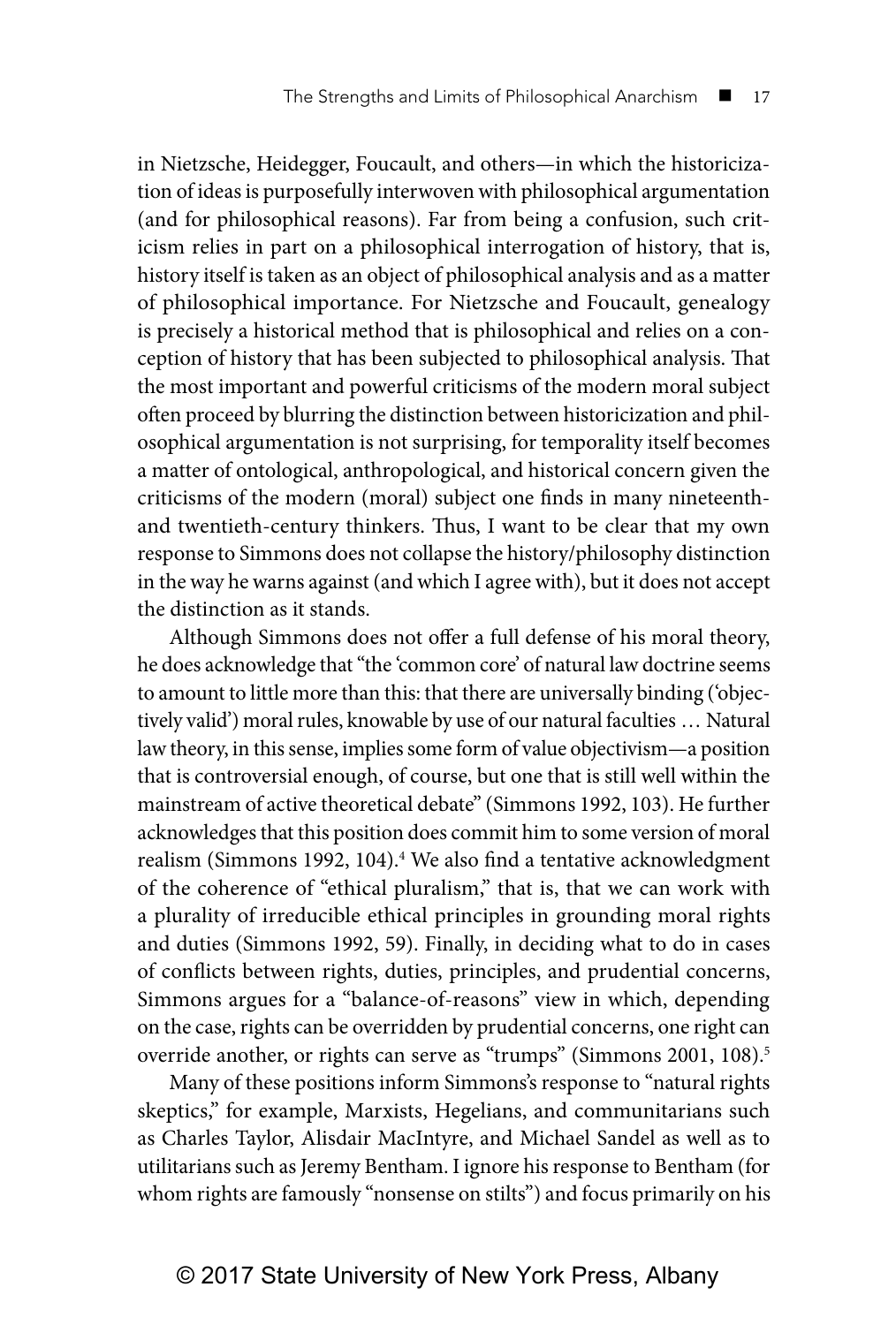in Nietzsche, Heidegger, Foucault, and others—in which the historicization of ideas is purposefully interwoven with philosophical argumentation (and for philosophical reasons). Far from being a confusion, such criticism relies in part on a philosophical interrogation of history, that is, history itself is taken as an object of philosophical analysis and as a matter of philosophical importance. For Nietzsche and Foucault, genealogy is precisely a historical method that is philosophical and relies on a conception of history that has been subjected to philosophical analysis. That the most important and powerful criticisms of the modern moral subject often proceed by blurring the distinction between historicization and philosophical argumentation is not surprising, for temporality itself becomes a matter of ontological, anthropological, and historical concern given the criticisms of the modern (moral) subject one finds in many nineteenth- and twentieth-century thinkers. Thus, I want to be clear that my own response to Simmons does not collapse the history/philosophy distinction in the way he warns against (and which I agree with), but it does not accept the distinction as it stands.

Although Simmons does not offer a full defense of his moral theory, he does acknowledge that "the 'common core' of natural law doctrine seems to amount to little more than this: that there are universally binding ('objectively valid') moral rules, knowable by use of our natural faculties … Natural law theory, in this sense, implies some form of value objectivism—a position that is controversial enough, of course, but one that is still well within the mainstream of active theoretical debate" (Simmons 1992, 103). He further acknowledges that this position does commit him to some version of moral realism (Simmons 1992, 104).[4] We also find a tentative acknowledgment of the coherence of "ethical pluralism," that is, that we can work with a plurality of irreducible ethical principles in grounding moral rights and duties (Simmons 1992, 59). Finally, in deciding what to do in cases of conflicts between rights, duties, principles, and prudential concerns, Simmons argues for a "balance-of-reasons" view in which, depending on the case, rights can be overridden by prudential concerns, one right can override another, or rights can serve as "trumps" (Simmons 2001, 108).[5]

Many of these positions inform Simmons's response to "natural rights skeptics," for example, Marxists, Hegelians, and communitarians such as Charles Taylor, Alisdair MacIntyre, and Michael Sandel as well as to utilitarians such as Jeremy Bentham. I ignore his response to Bentham (for whom rights are famously "nonsense on stilts") and focus primarily on his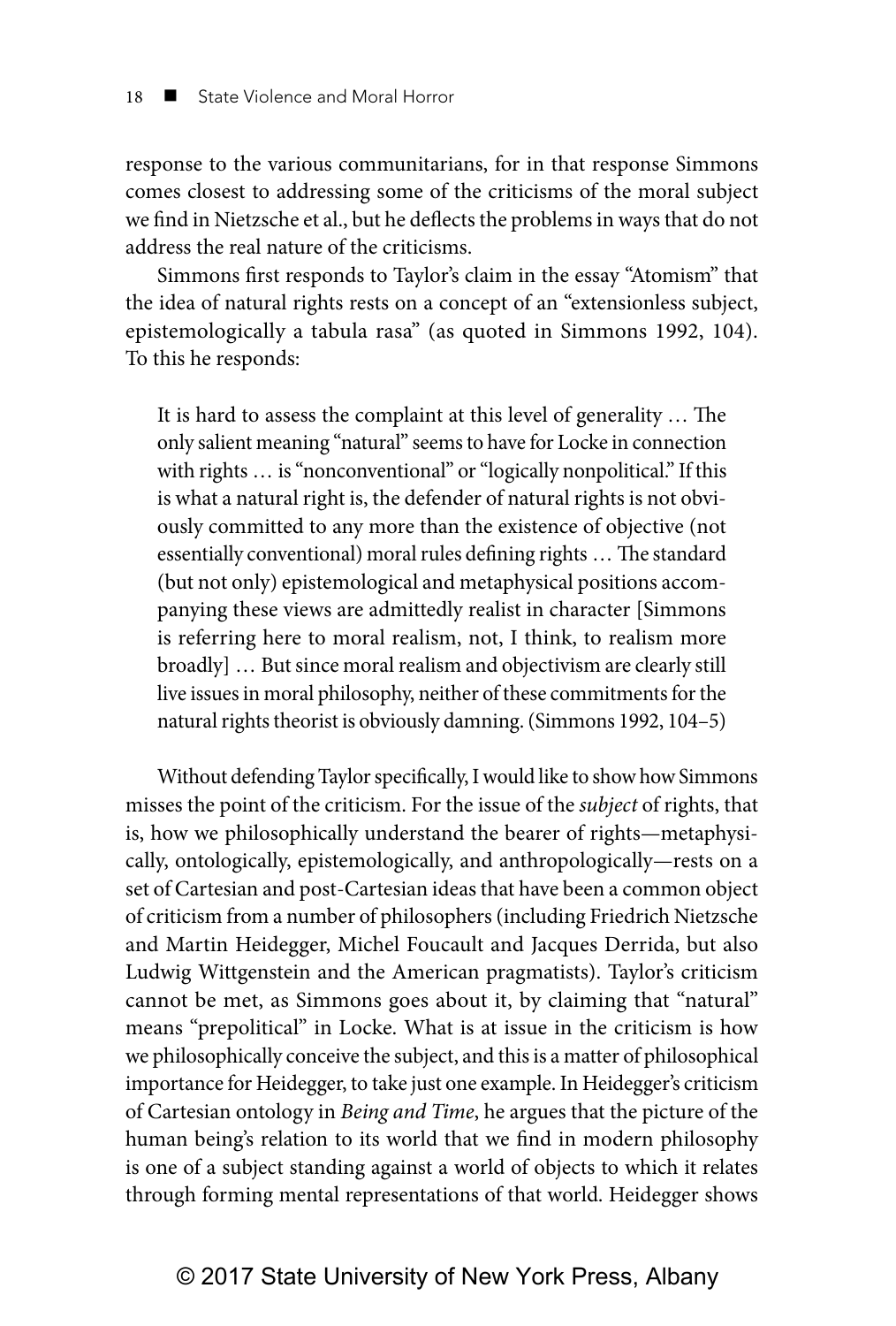response to the various communitarians, for in that response Simmons comes closest to addressing some of the criticisms of the moral subject we find in Nietzsche et al., but he deflects the problems in ways that do not address the real nature of the criticisms.

Simmons first responds to Taylor's claim in the essay "Atomism" that the idea of natural rights rests on a concept of an "extensionless subject, epistemologically a tabula rasa" (as quoted in Simmons 1992, 104). To this he responds:

> It is hard to assess the complaint at this level of generality … The only salient meaning "natural" seems to have for Locke in connection with rights … is "nonconventional" or "logically nonpolitical." If this is what a natural right is, the defender of natural rights is not obviously committed to any more than the existence of objective (not essentially conventional) moral rules defining rights … The standard (but not only) epistemological and metaphysical positions accompanying these views are admittedly realist in character [Simmons is referring here to moral realism, not, I think, to realism more broadly] … But since moral realism and objectivism are clearly still live issues in moral philosophy, neither of these commitments for the natural rights theorist is obviously damning. (Simmons 1992, 104–5)

Without defending Taylor specifically, I would like to show how Simmons misses the point of the criticism. For the issue of the *subject* of rights, that is, how we philosophically understand the bearer of rights—metaphysically, ontologically, epistemologically, and anthropologically—rests on a set of Cartesian and post-Cartesian ideas that have been a common object of criticism from a number of philosophers (including Friedrich Nietzsche and Martin Heidegger, Michel Foucault and Jacques Derrida, but also Ludwig Wittgenstein and the American pragmatists). Taylor's criticism cannot be met, as Simmons goes about it, by claiming that "natural" means "prepolitical" in Locke. What is at issue in the criticism is how we philosophically conceive the subject, and this is a matter of philosophical importance for Heidegger, to take just one example. In Heidegger's criticism of Cartesian ontology in *Being and Time*, he argues that the picture of the human being's relation to its world that we find in modern philosophy is one of a subject standing against a world of objects to which it relates through forming mental representations of that world. Heidegger shows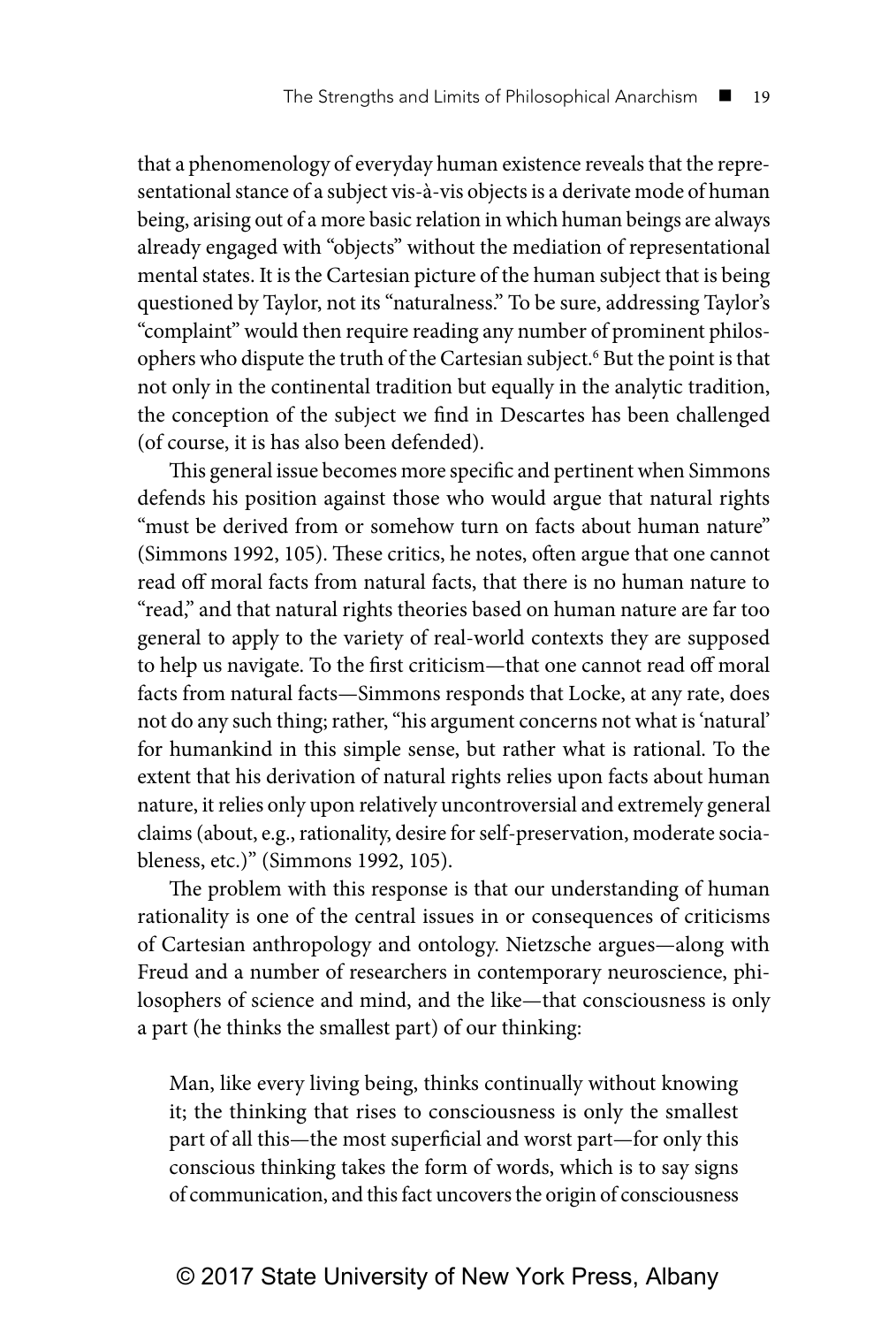that a phenomenology of everyday human existence reveals that the representational stance of a subject vis-à-vis objects is a derivate mode of human being, arising out of a more basic relation in which human beings are always already engaged with "objects" without the mediation of representational mental states. It is the Cartesian picture of the human subject that is being questioned by Taylor, not its "naturalness." To be sure, addressing Taylor's "complaint" would then require reading any number of prominent philosophers who dispute the truth of the Cartesian subject.[6] But the point is that not only in the continental tradition but equally in the analytic tradition, the conception of the subject we find in Descartes has been challenged (of course, it is has also been defended).

This general issue becomes more specific and pertinent when Simmons defends his position against those who would argue that natural rights "must be derived from or somehow turn on facts about human nature" (Simmons 1992, 105). These critics, he notes, often argue that one cannot read off moral facts from natural facts, that there is no human nature to "read," and that natural rights theories based on human nature are far too general to apply to the variety of real-world contexts they are supposed to help us navigate. To the first criticism—that one cannot read off moral facts from natural facts—Simmons responds that Locke, at any rate, does not do any such thing; rather, "his argument concerns not what is 'natural' for humankind in this simple sense, but rather what is rational. To the extent that his derivation of natural rights relies upon facts about human nature, it relies only upon relatively uncontroversial and extremely general claims (about, e.g., rationality, desire for self-preservation, moderate sociableness, etc.)" (Simmons 1992, 105).

The problem with this response is that our understanding of human rationality is one of the central issues in or consequences of criticisms of Cartesian anthropology and ontology. Nietzsche argues—along with Freud and a number of researchers in contemporary neuroscience, philosophers of science and mind, and the like—that consciousness is only a part (he thinks the smallest part) of our thinking:

> Man, like every living being, thinks continually without knowing it; the thinking that rises to consciousness is only the smallest part of all this—the most superficial and worst part—for only this conscious thinking takes the form of words, which is to say signs of communication, and this fact uncovers the origin of consciousness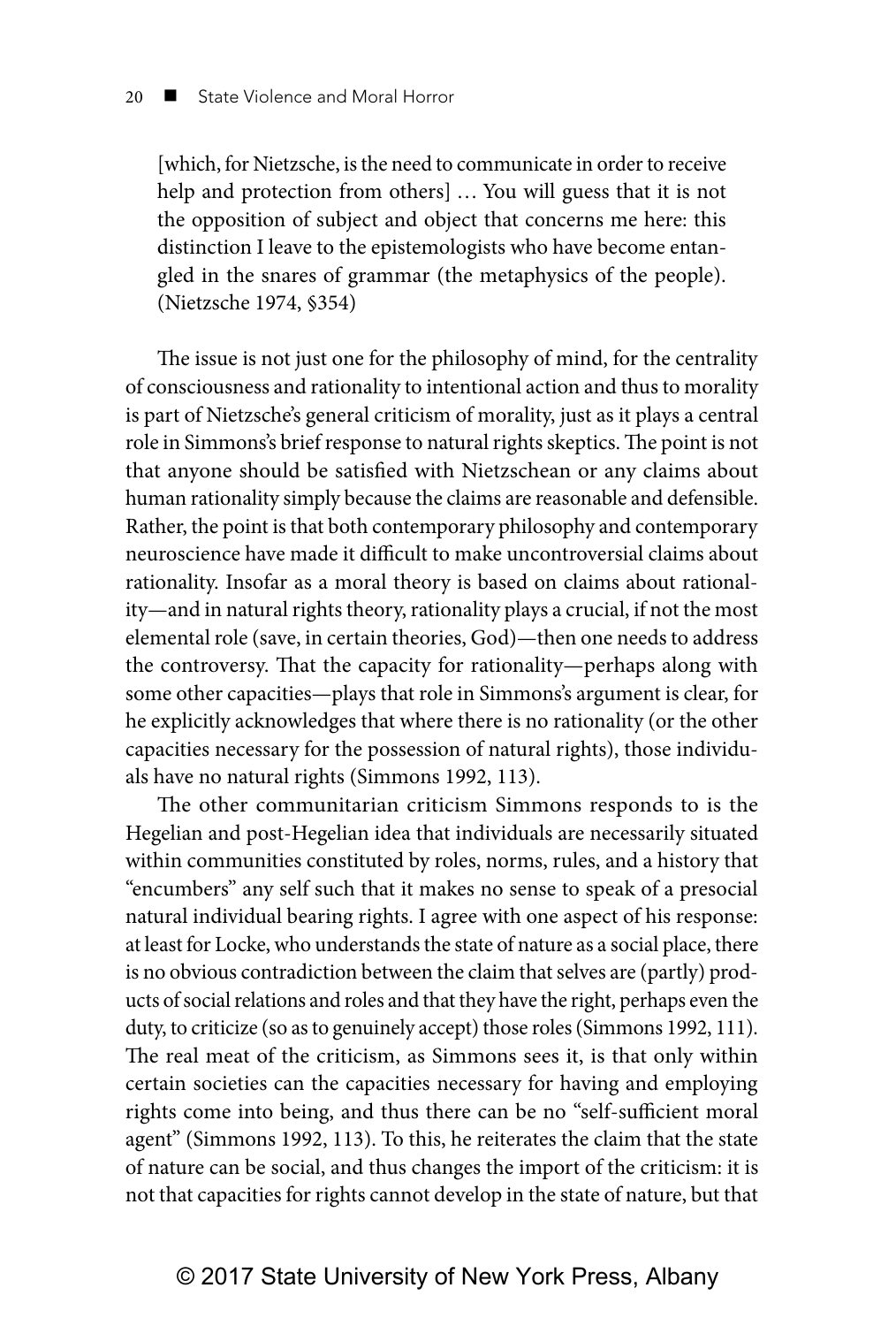[which, for Nietzsche, is the need to communicate in order to receive help and protection from others] … You will guess that it is not the opposition of subject and object that concerns me here: this distinction I leave to the epistemologists who have become entangled in the snares of grammar (the metaphysics of the people). (Nietzsche 1974, §354)

The issue is not just one for the philosophy of mind, for the centrality of consciousness and rationality to intentional action and thus to morality is part of Nietzsche's general criticism of morality, just as it plays a central role in Simmons's brief response to natural rights skeptics. The point is not that anyone should be satisfied with Nietzschean or any claims about human rationality simply because the claims are reasonable and defensible. Rather, the point is that both contemporary philosophy and contemporary neuroscience have made it difficult to make uncontroversial claims about rationality. Insofar as a moral theory is based on claims about rationality—and in natural rights theory, rationality plays a crucial, if not the most elemental role (save, in certain theories, God)—then one needs to address the controversy. That the capacity for rationality—perhaps along with some other capacities—plays that role in Simmons's argument is clear, for he explicitly acknowledges that where there is no rationality (or the other capacities necessary for the possession of natural rights), those individuals have no natural rights (Simmons 1992, 113).

The other communitarian criticism Simmons responds to is the Hegelian and post-Hegelian idea that individuals are necessarily situated within communities constituted by roles, norms, rules, and a history that "encumbers" any self such that it makes no sense to speak of a presocial natural individual bearing rights. I agree with one aspect of his response: at least for Locke, who understands the state of nature as a social place, there is no obvious contradiction between the claim that selves are (partly) products of social relations and roles and that they have the right, perhaps even the duty, to criticize (so as to genuinely accept) those roles (Simmons 1992, 111). The real meat of the criticism, as Simmons sees it, is that only within certain societies can the capacities necessary for having and employing rights come into being, and thus there can be no "self-sufficient moral agent" (Simmons 1992, 113). To this, he reiterates the claim that the state of nature can be social, and thus changes the import of the criticism: it is not that capacities for rights cannot develop in the state of nature, but that